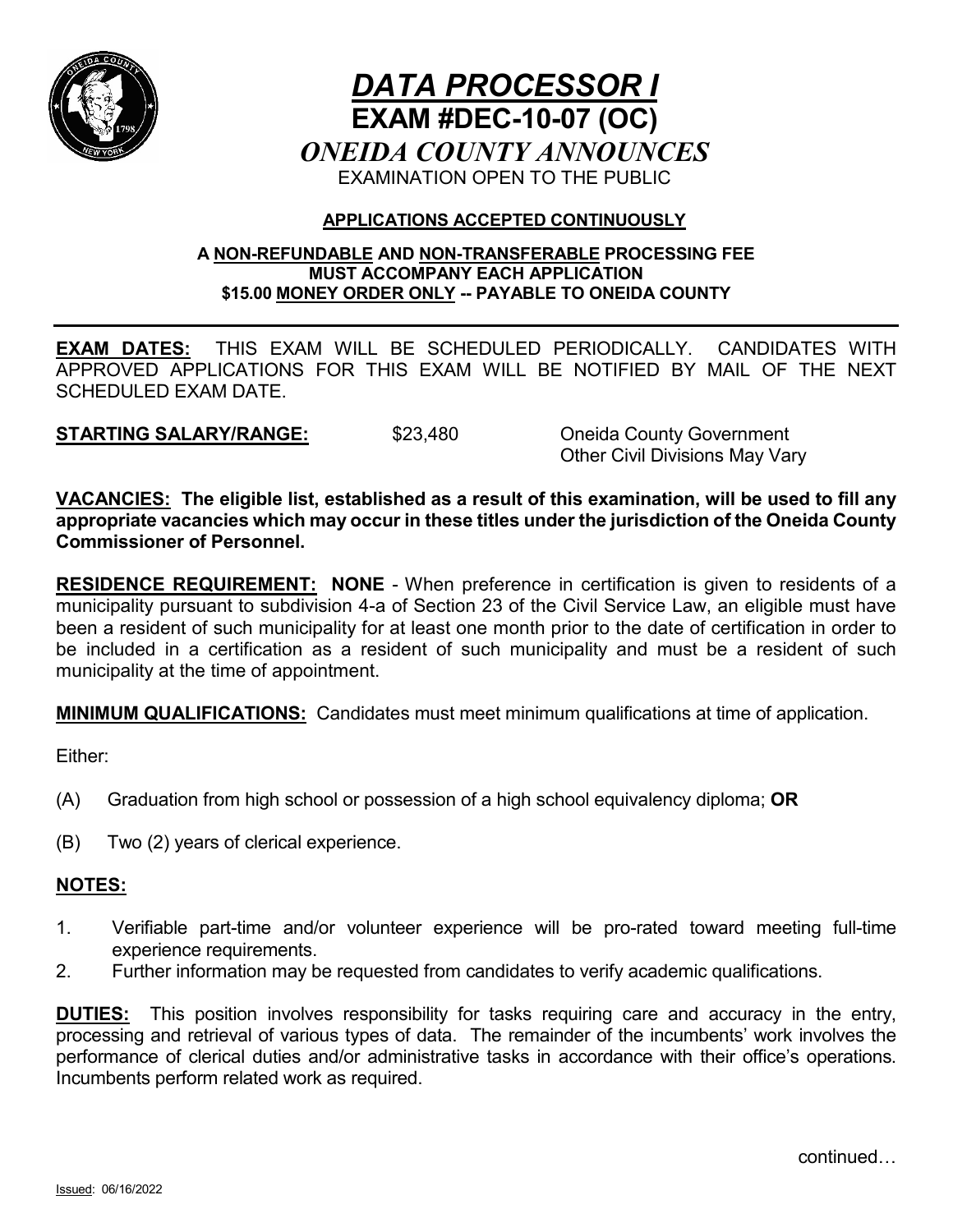# *DATA PROCESSOR I*

## EXAM #DEC-10-07 (OC)

## *ONEIDA COUNTY ANNOUNCES*

EXAMINATION OPEN TO THE PUBLIC

**APPLICATIONS ACCEPTED CONTINUOUSLY**

**A NON-REFUNDABLE AND NON-TRANSFERABLE PROCESSING FEE MUST ACCOMPANY EACH APPLICATION**
**$15.00 MONEY ORDER ONLY -- PAYABLE TO ONEIDA COUNTY**

---

**EXAM DATES:** THIS EXAM WILL BE SCHEDULED PERIODICALLY. CANDIDATES WITH APPROVED APPLICATIONS FOR THIS EXAM WILL BE NOTIFIED BY MAIL OF THE NEXT SCHEDULED EXAM DATE.

**STARTING SALARY/RANGE:** $23,480 Oneida County Government
Other Civil Divisions May Vary

**VACANCIES: The eligible list, established as a result of this examination, will be used to fill any appropriate vacancies which may occur in these titles under the jurisdiction of the Oneida County Commissioner of Personnel.**

**RESIDENCE REQUIREMENT: NONE** - When preference in certification is given to residents of a municipality pursuant to subdivision 4-a of Section 23 of the Civil Service Law, an eligible must have been a resident of such municipality for at least one month prior to the date of certification in order to be included in a certification as a resident of such municipality and must be a resident of such municipality at the time of appointment.

**MINIMUM QUALIFICATIONS:** Candidates must meet minimum qualifications at time of application.

Either:

(A) Graduation from high school or possession of a high school equivalency diploma; **OR**

(B) Two (2) years of clerical experience.

**NOTES:**

1. Verifiable part-time and/or volunteer experience will be pro-rated toward meeting full-time experience requirements.
2. Further information may be requested from candidates to verify academic qualifications.

**DUTIES:** This position involves responsibility for tasks requiring care and accuracy in the entry, processing and retrieval of various types of data. The remainder of the incumbents' work involves the performance of clerical duties and/or administrative tasks in accordance with their office's operations. Incumbents perform related work as required.

continued…

Issued: 06/16/2022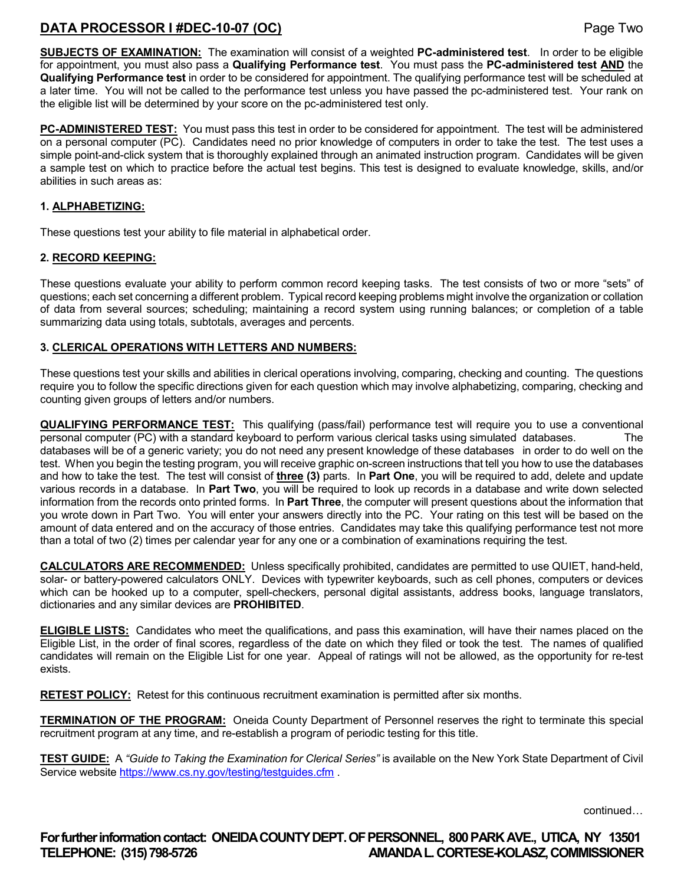**SUBJECTS OF EXAMINATION:** The examination will consist of a weighted **PC-administered test**. In order to be eligible for appointment, you must also pass a **Qualifying Performance test**. You must pass the **PC-administered test AND** the **Qualifying Performance test** in order to be considered for appointment. The qualifying performance test will be scheduled at a later time. You will not be called to the performance test unless you have passed the pc-administered test. Your rank on the eligible list will be determined by your score on the pc-administered test only.

**PC-ADMINISTERED TEST:** You must pass this test in order to be considered for appointment. The test will be administered on a personal computer (PC). Candidates need no prior knowledge of computers in order to take the test. The test uses a simple point-and-click system that is thoroughly explained through an animated instruction program. Candidates will be given a sample test on which to practice before the actual test begins. This test is designed to evaluate knowledge, skills, and/or abilities in such areas as:

**1. ALPHABETIZING:**

These questions test your ability to file material in alphabetical order.

**2. RECORD KEEPING:**

These questions evaluate your ability to perform common record keeping tasks. The test consists of two or more "sets" of questions; each set concerning a different problem. Typical record keeping problems might involve the organization or collation of data from several sources; scheduling; maintaining a record system using running balances; or completion of a table summarizing data using totals, subtotals, averages and percents.

**3. CLERICAL OPERATIONS WITH LETTERS AND NUMBERS:**

These questions test your skills and abilities in clerical operations involving, comparing, checking and counting. The questions require you to follow the specific directions given for each question which may involve alphabetizing, comparing, checking and counting given groups of letters and/or numbers.

**QUALIFYING PERFORMANCE TEST:** This qualifying (pass/fail) performance test will require you to use a conventional personal computer (PC) with a standard keyboard to perform various clerical tasks using simulated databases. The databases will be of a generic variety; you do not need any present knowledge of these databases in order to do well on the test. When you begin the testing program, you will receive graphic on-screen instructions that tell you how to use the databases and how to take the test. The test will consist of **three (3)** parts. In **Part One**, you will be required to add, delete and update various records in a database. In **Part Two**, you will be required to look up records in a database and write down selected information from the records onto printed forms. In **Part Three**, the computer will present questions about the information that you wrote down in Part Two. You will enter your answers directly into the PC. Your rating on this test will be based on the amount of data entered and on the accuracy of those entries. Candidates may take this qualifying performance test not more than a total of two (2) times per calendar year for any one or a combination of examinations requiring the test.

**CALCULATORS ARE RECOMMENDED:** Unless specifically prohibited, candidates are permitted to use QUIET, hand-held, solar- or battery-powered calculators ONLY. Devices with typewriter keyboards, such as cell phones, computers or devices which can be hooked up to a computer, spell-checkers, personal digital assistants, address books, language translators, dictionaries and any similar devices are **PROHIBITED**.

**ELIGIBLE LISTS:** Candidates who meet the qualifications, and pass this examination, will have their names placed on the Eligible List, in the order of final scores, regardless of the date on which they filed or took the test. The names of qualified candidates will remain on the Eligible List for one year. Appeal of ratings will not be allowed, as the opportunity for re-test exists.

**RETEST POLICY:** Retest for this continuous recruitment examination is permitted after six months.

**TERMINATION OF THE PROGRAM:** Oneida County Department of Personnel reserves the right to terminate this special recruitment program at any time, and re-establish a program of periodic testing for this title.

**TEST GUIDE:** A *"Guide to Taking the Examination for Clerical Series"* is available on the New York State Department of Civil Service website https://www.cs.ny.gov/testing/testguides.cfm .

continued…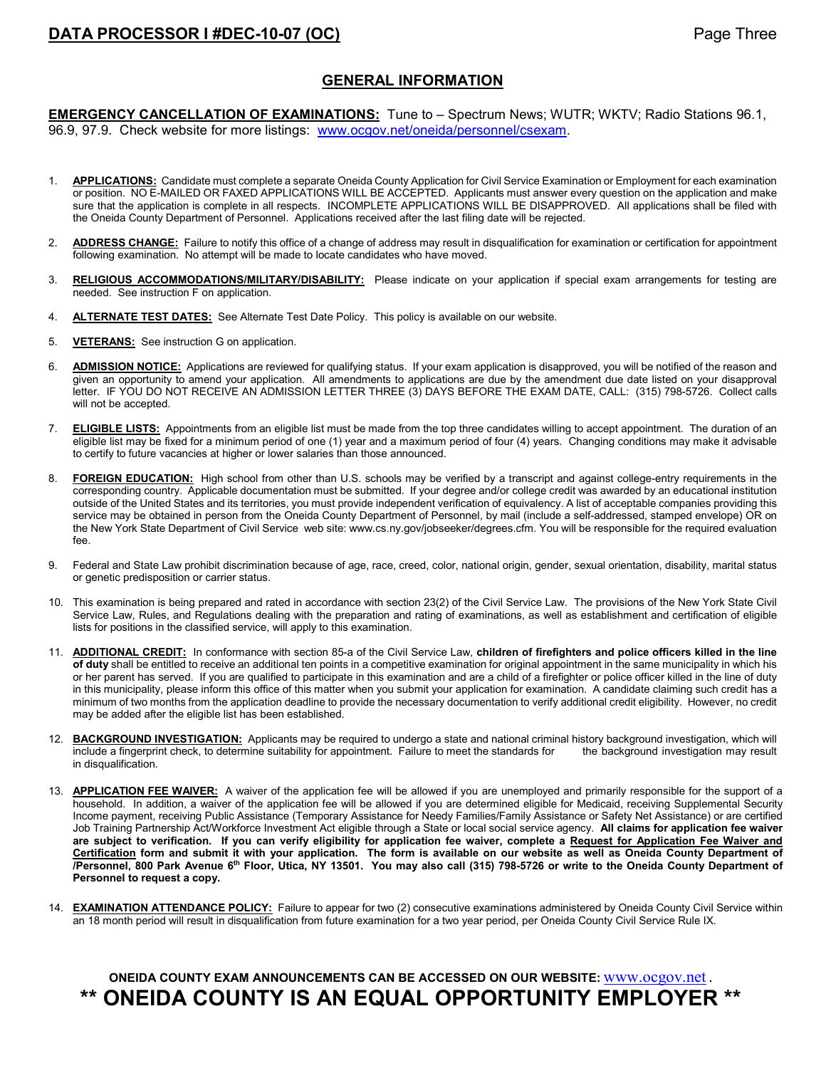## GENERAL INFORMATION

**EMERGENCY CANCELLATION OF EXAMINATIONS:** Tune to – Spectrum News; WUTR; WKTV; Radio Stations 96.1, 96.9, 97.9. Check website for more listings: www.ocgov.net/oneida/personnel/csexam.

1. **APPLICATIONS:** Candidate must complete a separate Oneida County Application for Civil Service Examination or Employment for each examination or position. NO E-MAILED OR FAXED APPLICATIONS WILL BE ACCEPTED. Applicants must answer every question on the application and make sure that the application is complete in all respects. INCOMPLETE APPLICATIONS WILL BE DISAPPROVED. All applications shall be filed with the Oneida County Department of Personnel. Applications received after the last filing date will be rejected.

2. **ADDRESS CHANGE:** Failure to notify this office of a change of address may result in disqualification for examination or certification for appointment following examination. No attempt will be made to locate candidates who have moved.

3. **RELIGIOUS ACCOMMODATIONS/MILITARY/DISABILITY:** Please indicate on your application if special exam arrangements for testing are needed. See instruction F on application.

4. **ALTERNATE TEST DATES:** See Alternate Test Date Policy. This policy is available on our website.

5. **VETERANS:** See instruction G on application.

6. **ADMISSION NOTICE:** Applications are reviewed for qualifying status. If your exam application is disapproved, you will be notified of the reason and given an opportunity to amend your application. All amendments to applications are due by the amendment due date listed on your disapproval letter. IF YOU DO NOT RECEIVE AN ADMISSION LETTER THREE (3) DAYS BEFORE THE EXAM DATE, CALL: (315) 798-5726. Collect calls will not be accepted.

7. **ELIGIBLE LISTS:** Appointments from an eligible list must be made from the top three candidates willing to accept appointment. The duration of an eligible list may be fixed for a minimum period of one (1) year and a maximum period of four (4) years. Changing conditions may make it advisable to certify to future vacancies at higher or lower salaries than those announced.

8. **FOREIGN EDUCATION:** High school from other than U.S. schools may be verified by a transcript and against college-entry requirements in the corresponding country. Applicable documentation must be submitted. If your degree and/or college credit was awarded by an educational institution outside of the United States and its territories, you must provide independent verification of equivalency. A list of acceptable companies providing this service may be obtained in person from the Oneida County Department of Personnel, by mail (include a self-addressed, stamped envelope) OR on the New York State Department of Civil Service web site: www.cs.ny.gov/jobseeker/degrees.cfm. You will be responsible for the required evaluation fee.

9. Federal and State Law prohibit discrimination because of age, race, creed, color, national origin, gender, sexual orientation, disability, marital status or genetic predisposition or carrier status.

10. This examination is being prepared and rated in accordance with section 23(2) of the Civil Service Law. The provisions of the New York State Civil Service Law, Rules, and Regulations dealing with the preparation and rating of examinations, as well as establishment and certification of eligible lists for positions in the classified service, will apply to this examination.

11. **ADDITIONAL CREDIT:** In conformance with section 85-a of the Civil Service Law, **children of firefighters and police officers killed in the line of duty** shall be entitled to receive an additional ten points in a competitive examination for original appointment in the same municipality in which his or her parent has served. If you are qualified to participate in this examination and are a child of a firefighter or police officer killed in the line of duty in this municipality, please inform this office of this matter when you submit your application for examination. A candidate claiming such credit has a minimum of two months from the application deadline to provide the necessary documentation to verify additional credit eligibility. However, no credit may be added after the eligible list has been established.

12. **BACKGROUND INVESTIGATION:** Applicants may be required to undergo a state and national criminal history background investigation, which will include a fingerprint check, to determine suitability for appointment. Failure to meet the standards for the background investigation may result in disqualification.

13. **APPLICATION FEE WAIVER:** A waiver of the application fee will be allowed if you are unemployed and primarily responsible for the support of a household. In addition, a waiver of the application fee will be allowed if you are determined eligible for Medicaid, receiving Supplemental Security Income payment, receiving Public Assistance (Temporary Assistance for Needy Families/Family Assistance or Safety Net Assistance) or are certified Job Training Partnership Act/Workforce Investment Act eligible through a State or local social service agency. **All claims for application fee waiver are subject to verification. If you can verify eligibility for application fee waiver, complete a Request for Application Fee Waiver and Certification form and submit it with your application. The form is available on our website as well as Oneida County Department of /Personnel, 800 Park Avenue 6th Floor, Utica, NY 13501. You may also call (315) 798-5726 or write to the Oneida County Department of Personnel to request a copy.**

14. **EXAMINATION ATTENDANCE POLICY:** Failure to appear for two (2) consecutive examinations administered by Oneida County Civil Service within an 18 month period will result in disqualification from future examination for a two year period, per Oneida County Civil Service Rule IX.

**ONEIDA COUNTY EXAM ANNOUNCEMENTS CAN BE ACCESSED ON OUR WEBSITE:** www.ocgov.net.

**\*\* ONEIDA COUNTY IS AN EQUAL OPPORTUNITY EMPLOYER \*\***